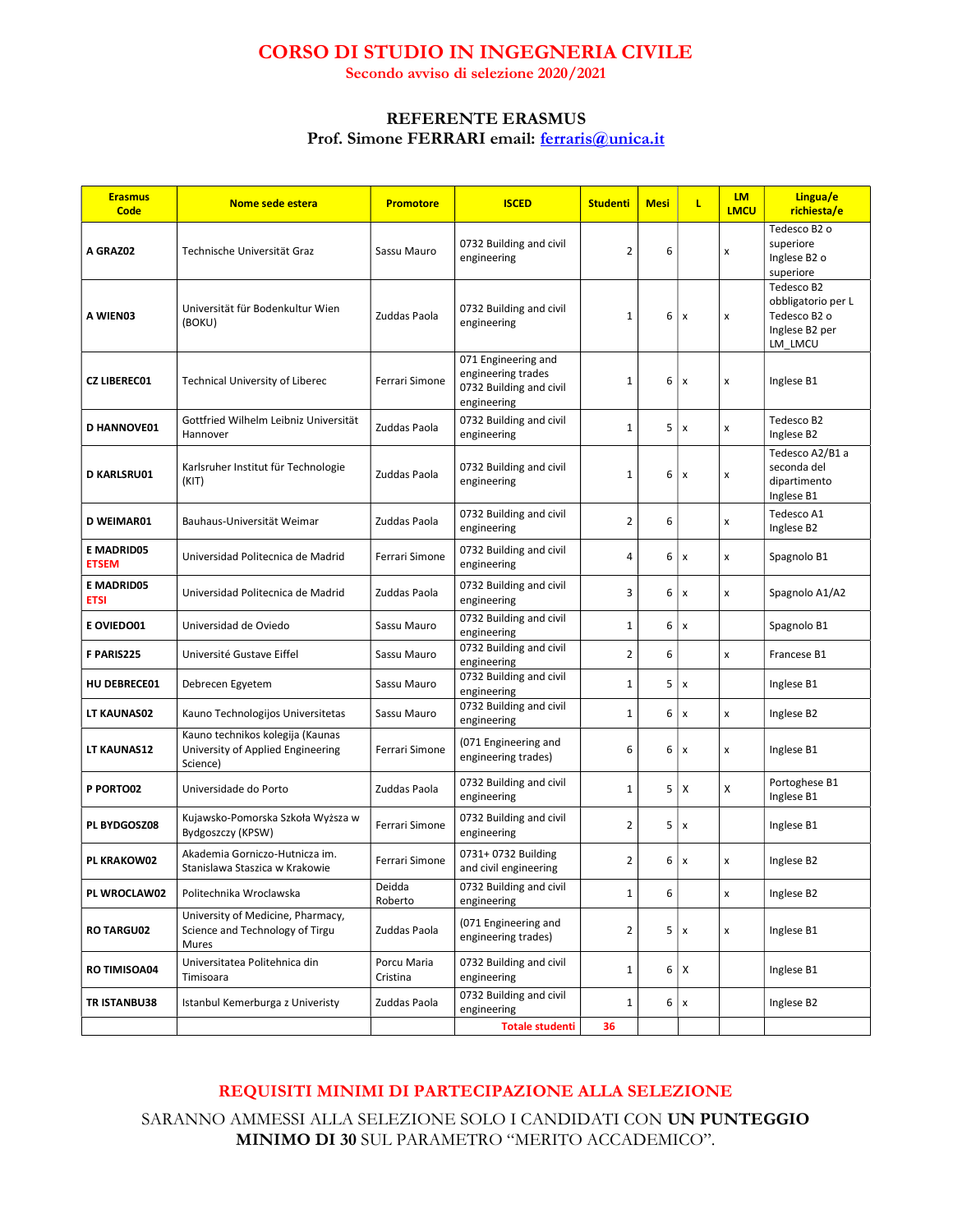# CORSO DI STUDIO IN INGEGNERIA CIVILE

**Secondo avviso di selezione 2020/2021**

## REFERENTE ERASMUS

**Prof. Simone FERRARI email: ferraris@unica.it**

| Erasmus Code | Nome sede estera | Promotore | ISCED | Studenti | Mesi | L | LM LMCU | Lingua/e richiesta/e |
|---|---|---|---|---|---|---|---|---|
| A GRAZ02 | Technische Universität Graz | Sassu Mauro | 0732 Building and civil engineering | 2 | 6 | | x | Tedesco B2 o superiore Inglese B2 o superiore |
| A WIEN03 | Universität für Bodenkultur Wien (BOKU) | Zuddas Paola | 0732 Building and civil engineering | 1 | 6 | x | x | Tedesco B2 obbligatorio per L Tedesco B2 o Inglese B2 per LM_LMCU |
| CZ LIBEREC01 | Technical University of Liberec | Ferrari Simone | 071 Engineering and engineering trades 0732 Building and civil engineering | 1 | 6 | x | x | Inglese B1 |
| D HANNOVE01 | Gottfried Wilhelm Leibniz Universität Hannover | Zuddas Paola | 0732 Building and civil engineering | 1 | 5 | x | x | Tedesco B2 Inglese B2 |
| D KARLSRU01 | Karlsruher Institut für Technologie (KIT) | Zuddas Paola | 0732 Building and civil engineering | 1 | 6 | x | x | Tedesco A2/B1 a seconda del dipartimento Inglese B1 |
| D WEIMAR01 | Bauhaus-Universität Weimar | Zuddas Paola | 0732 Building and civil engineering | 2 | 6 | | x | Tedesco A1 Inglese B2 |
| E MADRID05 ETSEM | Universidad Politecnica de Madrid | Ferrari Simone | 0732 Building and civil engineering | 4 | 6 | x | x | Spagnolo B1 |
| E MADRID05 ETSI | Universidad Politecnica de Madrid | Zuddas Paola | 0732 Building and civil engineering | 3 | 6 | x | x | Spagnolo A1/A2 |
| E OVIEDO01 | Universidad de Oviedo | Sassu Mauro | 0732 Building and civil engineering | 1 | 6 | x | | Spagnolo B1 |
| F PARIS225 | Université Gustave Eiffel | Sassu Mauro | 0732 Building and civil engineering | 2 | 6 | | x | Francese B1 |
| HU DEBRECE01 | Debrecen Egyetem | Sassu Mauro | 0732 Building and civil engineering | 1 | 5 | x | | Inglese B1 |
| LT KAUNAS02 | Kauno Technologijos Universitetas | Sassu Mauro | 0732 Building and civil engineering | 1 | 6 | x | x | Inglese B2 |
| LT KAUNAS12 | Kauno technikos kolegija (Kaunas University of Applied Engineering Science) | Ferrari Simone | (071 Engineering and engineering trades) | 6 | 6 | x | x | Inglese B1 |
| P PORTO02 | Universidade do Porto | Zuddas Paola | 0732 Building and civil engineering | 1 | 5 | X | X | Portoghese B1 Inglese B1 |
| PL BYDGOSZ08 | Kujawsko-Pomorska Szkoła Wyższa w Bydgoszczy (KPSW) | Ferrari Simone | 0732 Building and civil engineering | 2 | 5 | x | | Inglese B1 |
| PL KRAKOW02 | Akademia Gorniczo-Hutnicza im. Stanislawa Staszica w Krakowie | Ferrari Simone | 0731+ 0732 Building and civil engineering | 2 | 6 | x | x | Inglese B2 |
| PL WROCLAW02 | Politechnika Wroclawska | Deidda Roberto | 0732 Building and civil engineering | 1 | 6 | | x | Inglese B2 |
| RO TARGU02 | University of Medicine, Pharmacy, Science and Technology of Tirgu Mures | Zuddas Paola | (071 Engineering and engineering trades) | 2 | 5 | x | x | Inglese B1 |
| RO TIMISOA04 | Universitatea Politehnica din Timisoara | Porcu Maria Cristina | 0732 Building and civil engineering | 1 | 6 | X | | Inglese B1 |
| TR ISTANBU38 | Istanbul Kemerburga z Univeristy | Zuddas Paola | 0732 Building and civil engineering | 1 | 6 | x | | Inglese B2 |
| | | | Totale studenti | 36 | | | | |

## REQUISITI MINIMI DI PARTECIPAZIONE ALLA SELEZIONE

SARANNO AMMESSI ALLA SELEZIONE SOLO I CANDIDATI CON **UN PUNTEGGIO MINIMO DI 30** SUL PARAMETRO “MERITO ACCADEMICO”.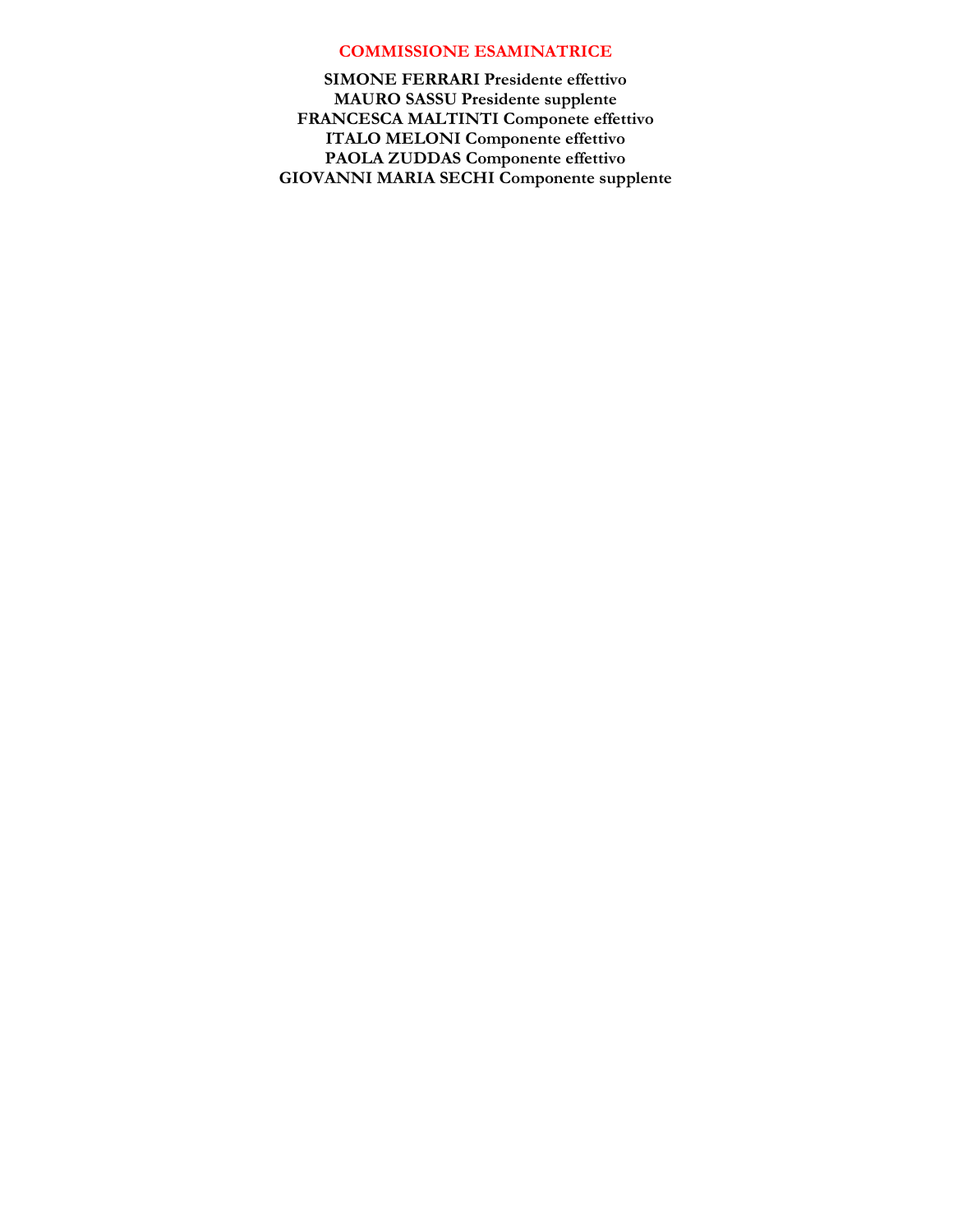## COMMISSIONE ESAMINATRICE

**SIMONE FERRARI Presidente effettivo**
**MAURO SASSU Presidente supplente**
**FRANCESCA MALTINTI Componete effettivo**
**ITALO MELONI Componente effettivo**
**PAOLA ZUDDAS Componente effettivo**
**GIOVANNI MARIA SECHI Componente supplente**